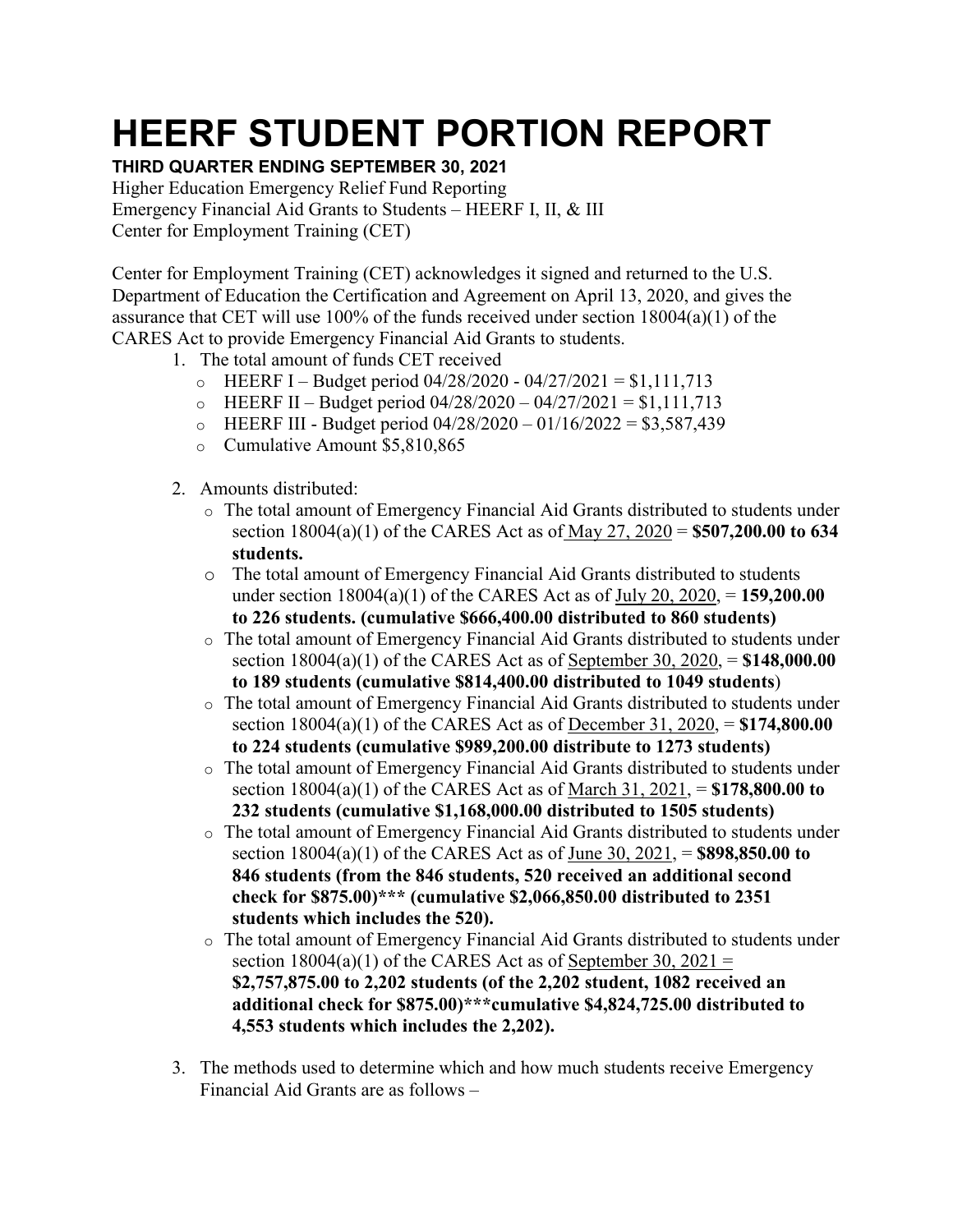# HEERF STUDENT PORTION REPORT

**THIRD QUARTER ENDING SEPTEMBER 30, 2021**

Higher Education Emergency Relief Fund Reporting
Emergency Financial Aid Grants to Students – HEERF I, II, & III
Center for Employment Training (CET)

Center for Employment Training (CET) acknowledges it signed and returned to the U.S. Department of Education the Certification and Agreement on April 13, 2020, and gives the assurance that CET will use 100% of the funds received under section 18004(a)(1) of the CARES Act to provide Emergency Financial Aid Grants to students.

1. The total amount of funds CET received
   - HEERF I – Budget period 04/28/2020 - 04/27/2021 = $1,111,713
   - HEERF II – Budget period 04/28/2020 – 04/27/2021 = $1,111,713
   - HEERF III - Budget period 04/28/2020 – 01/16/2022 = $3,587,439
   - Cumulative Amount $5,810,865

2. Amounts distributed:
   - The total amount of Emergency Financial Aid Grants distributed to students under section 18004(a)(1) of the CARES Act as of May 27, 2020 = **$507,200.00 to 634 students.**
   - The total amount of Emergency Financial Aid Grants distributed to students under section 18004(a)(1) of the CARES Act as of July 20, 2020, = **159,200.00 to 226 students. (cumulative $666,400.00 distributed to 860 students)**
   - The total amount of Emergency Financial Aid Grants distributed to students under section 18004(a)(1) of the CARES Act as of September 30, 2020, = **$148,000.00 to 189 students (cumulative $814,400.00 distributed to 1049 students**)
   - The total amount of Emergency Financial Aid Grants distributed to students under section 18004(a)(1) of the CARES Act as of December 31, 2020, = **$174,800.00 to 224 students (cumulative $989,200.00 distribute to 1273 students)**
   - The total amount of Emergency Financial Aid Grants distributed to students under section 18004(a)(1) of the CARES Act as of March 31, 2021, = **$178,800.00 to 232 students (cumulative $1,168,000.00 distributed to 1505 students)**
   - The total amount of Emergency Financial Aid Grants distributed to students under section 18004(a)(1) of the CARES Act as of June 30, 2021, = **$898,850.00 to 846 students (from the 846 students, 520 received an additional second check for $875.00)*** (cumulative $2,066,850.00 distributed to 2351 students which includes the 520).**
   - The total amount of Emergency Financial Aid Grants distributed to students under section 18004(a)(1) of the CARES Act as of September 30, 2021 = **$2,757,875.00 to 2,202 students (of the 2,202 student, 1082 received an additional check for $875.00)***cumulative $4,824,725.00 distributed to 4,553 students which includes the 2,202).**

3. The methods used to determine which and how much students receive Emergency Financial Aid Grants are as follows –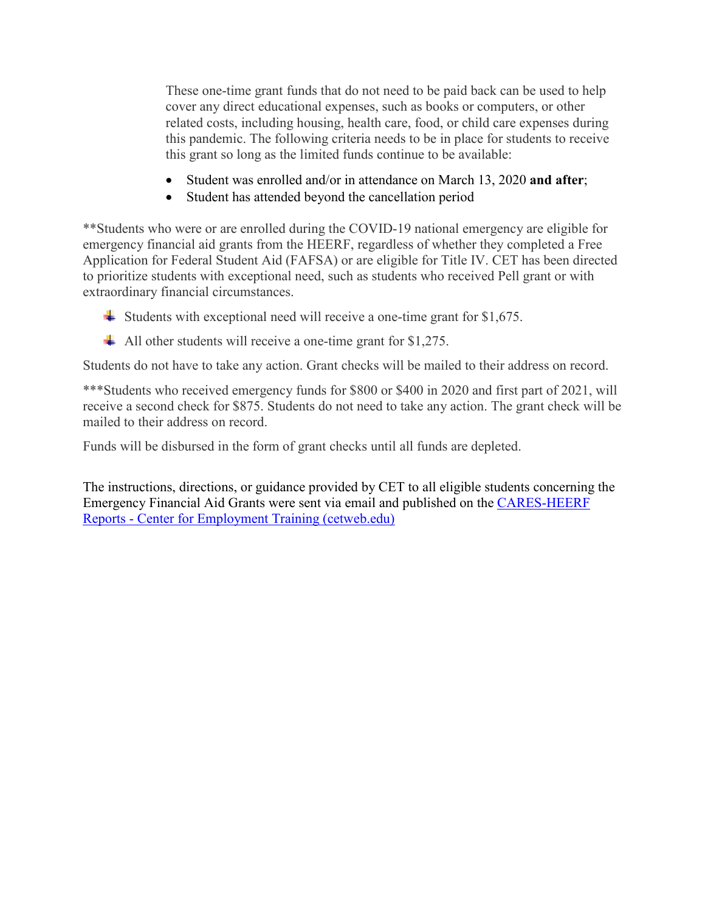These one-time grant funds that do not need to be paid back can be used to help cover any direct educational expenses, such as books or computers, or other related costs, including housing, health care, food, or child care expenses during this pandemic. The following criteria needs to be in place for students to receive this grant so long as the limited funds continue to be available:

- Student was enrolled and/or in attendance on March 13, 2020 **and after**;
- Student has attended beyond the cancellation period

**Students who were or are enrolled during the COVID-19 national emergency are eligible for emergency financial aid grants from the HEERF, regardless of whether they completed a Free Application for Federal Student Aid (FAFSA) or are eligible for Title IV. CET has been directed to prioritize students with exceptional need, such as students who received Pell grant or with extraordinary financial circumstances.

- Students with exceptional need will receive a one-time grant for $1,675.
- All other students will receive a one-time grant for $1,275.

Students do not have to take any action. Grant checks will be mailed to their address on record.

***Students who received emergency funds for $800 or $400 in 2020 and first part of 2021, will receive a second check for $875. Students do not need to take any action. The grant check will be mailed to their address on record.

Funds will be disbursed in the form of grant checks until all funds are depleted.

The instructions, directions, or guidance provided by CET to all eligible students concerning the Emergency Financial Aid Grants were sent via email and published on the [CARES-HEERF Reports - Center for Employment Training (cetweb.edu)]()